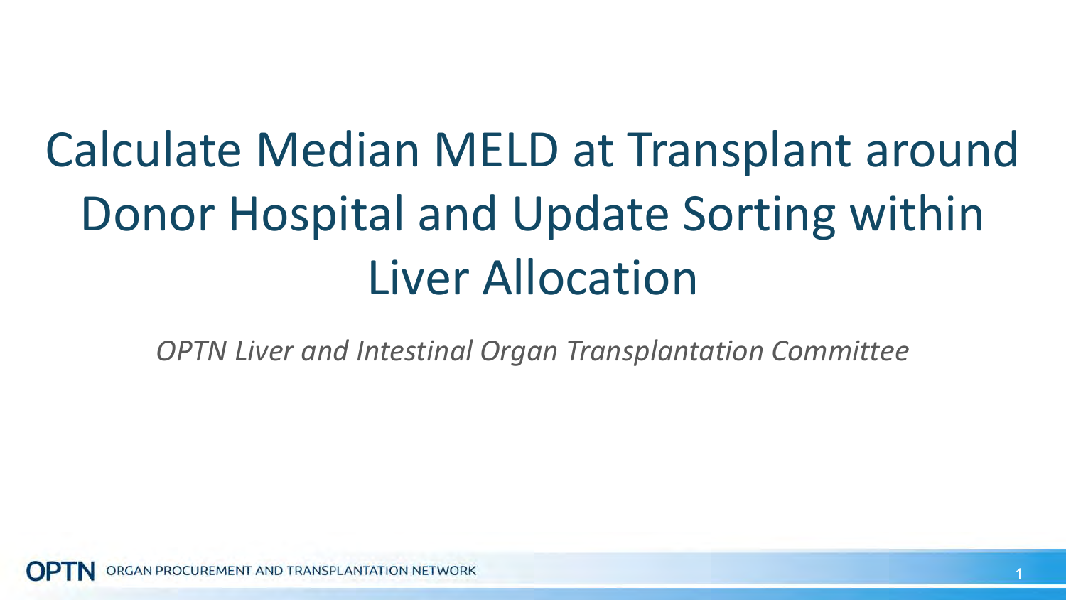# Calculate Median MELD at Transplant around Donor Hospital and Update Sorting within Liver Allocation

*OPTN Liver and Intestinal Organ Transplantation Committee*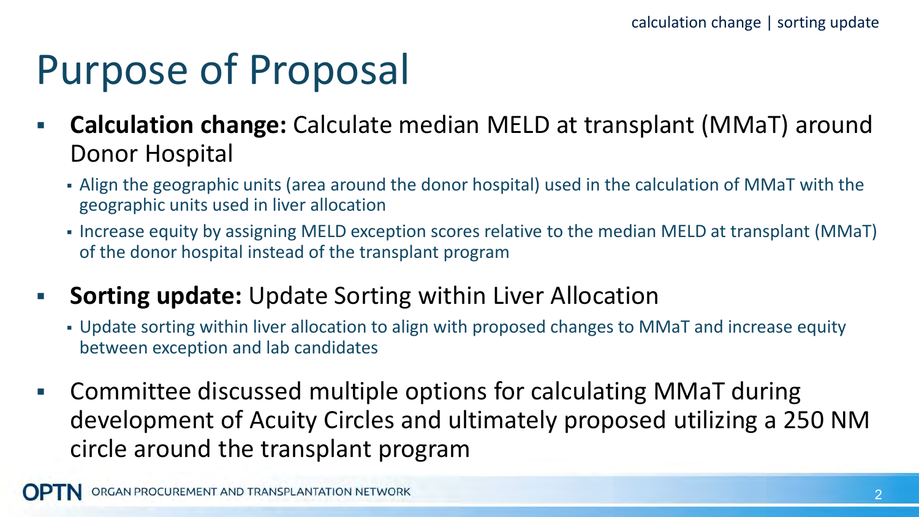# Purpose of Proposal

- **Calculation change:** Calculate median MELD at transplant (MMaT) around Donor Hospital
  - Align the geographic units (area around the donor hospital) used in the calculation of MMaT with the geographic units used in liver allocation
  - Increase equity by assigning MELD exception scores relative to the median MELD at transplant (MMaT) of the donor hospital instead of the transplant program
- **Sorting update:** Update Sorting within Liver Allocation
  - Update sorting within liver allocation to align with proposed changes to MMaT and increase equity between exception and lab candidates
- Committee discussed multiple options for calculating MMaT during development of Acuity Circles and ultimately proposed utilizing a 250 NM circle around the transplant program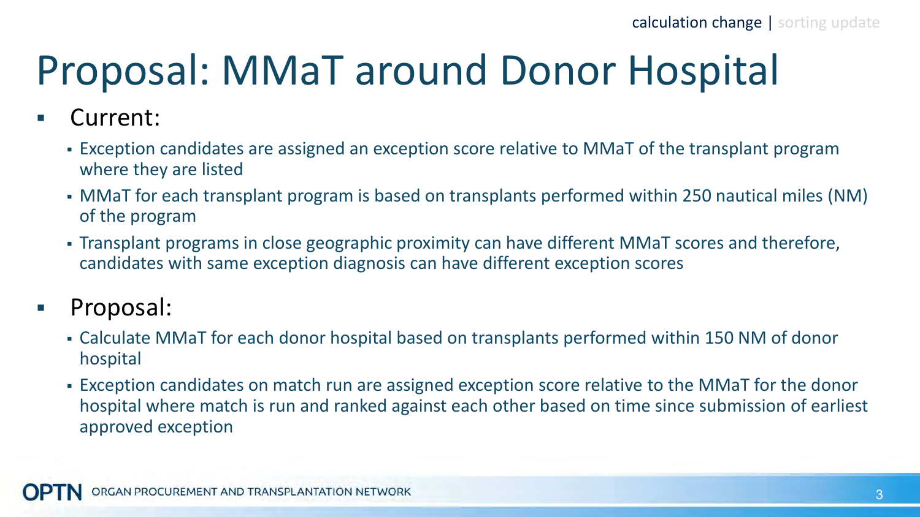calculation change | sorting update

# Proposal: MMaT around Donor Hospital

- Current:
  - Exception candidates are assigned an exception score relative to MMaT of the transplant program where they are listed
  - MMaT for each transplant program is based on transplants performed within 250 nautical miles (NM) of the program
  - Transplant programs in close geographic proximity can have different MMaT scores and therefore, candidates with same exception diagnosis can have different exception scores
- Proposal:
  - Calculate MMaT for each donor hospital based on transplants performed within 150 NM of donor hospital
  - Exception candidates on match run are assigned exception score relative to the MMaT for the donor hospital where match is run and ranked against each other based on time since submission of earliest approved exception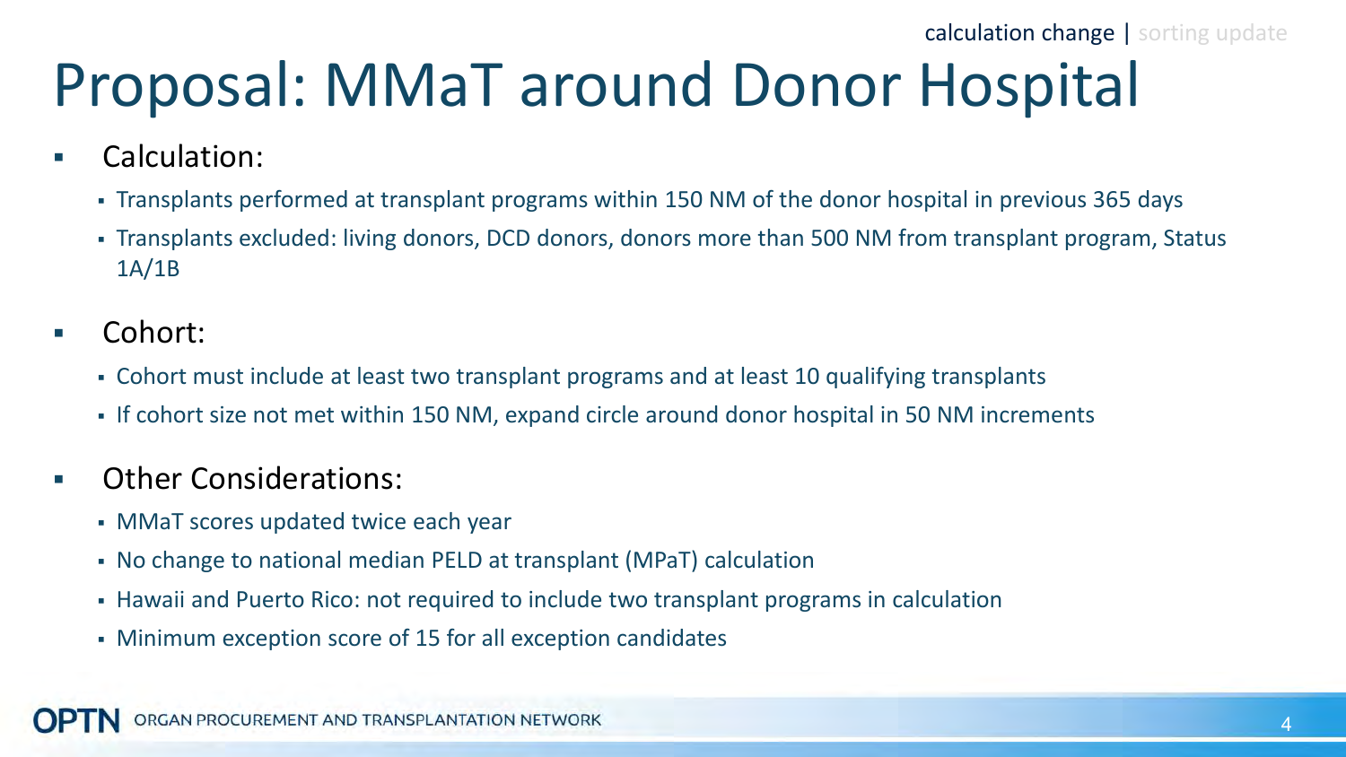calculation change | sorting update

# Proposal: MMaT around Donor Hospital

- Calculation:
  - Transplants performed at transplant programs within 150 NM of the donor hospital in previous 365 days
  - Transplants excluded: living donors, DCD donors, donors more than 500 NM from transplant program, Status 1A/1B
- Cohort:
  - Cohort must include at least two transplant programs and at least 10 qualifying transplants
  - If cohort size not met within 150 NM, expand circle around donor hospital in 50 NM increments
- Other Considerations:
  - MMaT scores updated twice each year
  - No change to national median PELD at transplant (MPaT) calculation
  - Hawaii and Puerto Rico: not required to include two transplant programs in calculation
  - Minimum exception score of 15 for all exception candidates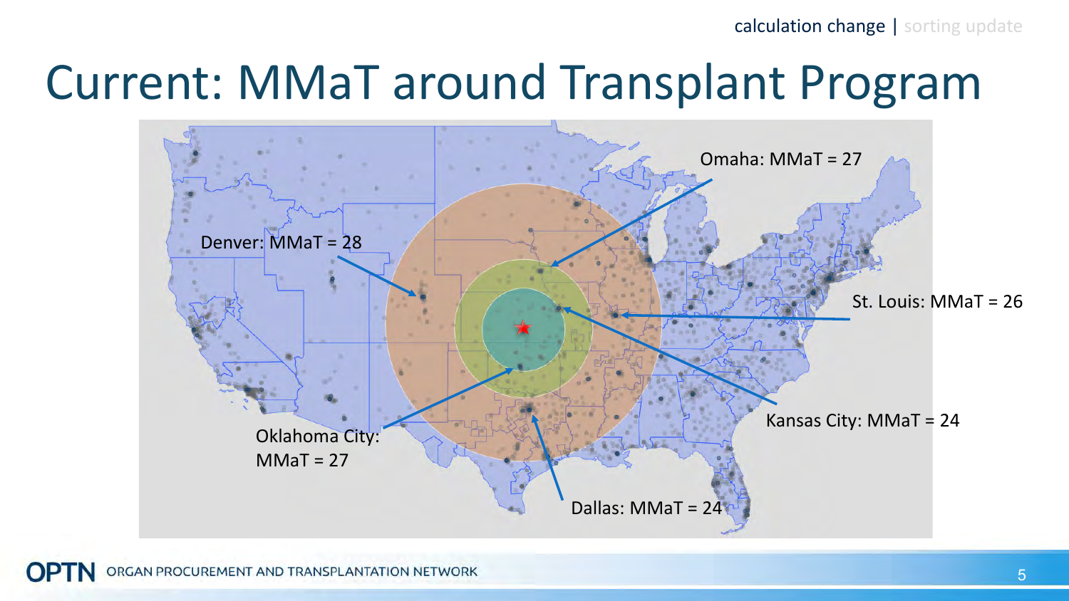calculation change | sorting update

# Current: MMaT around Transplant Program

Omaha: MMaT = 27

Denver: MMaT = 28

St. Louis: MMaT = 26

Kansas City: MMaT = 24

Oklahoma City: MMaT = 27

Dallas: MMaT = 24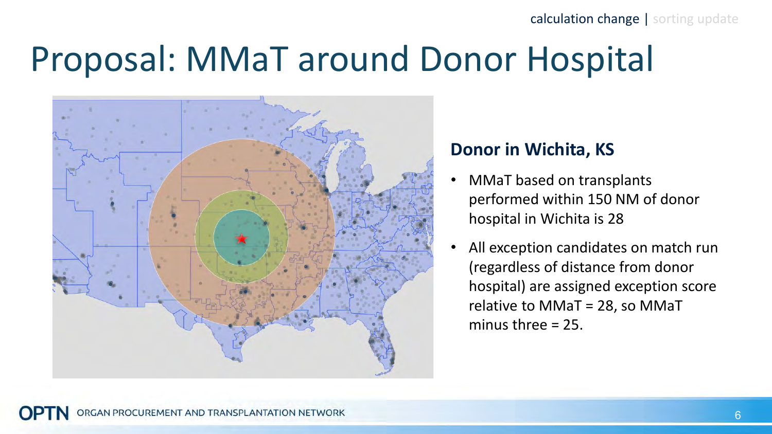calculation change | sorting update

# Proposal: MMaT around Donor Hospital

### Donor in Wichita, KS

- MMaT based on transplants performed within 150 NM of donor hospital in Wichita is 28
- All exception candidates on match run (regardless of distance from donor hospital) are assigned exception score relative to MMaT = 28, so MMaT minus three = 25.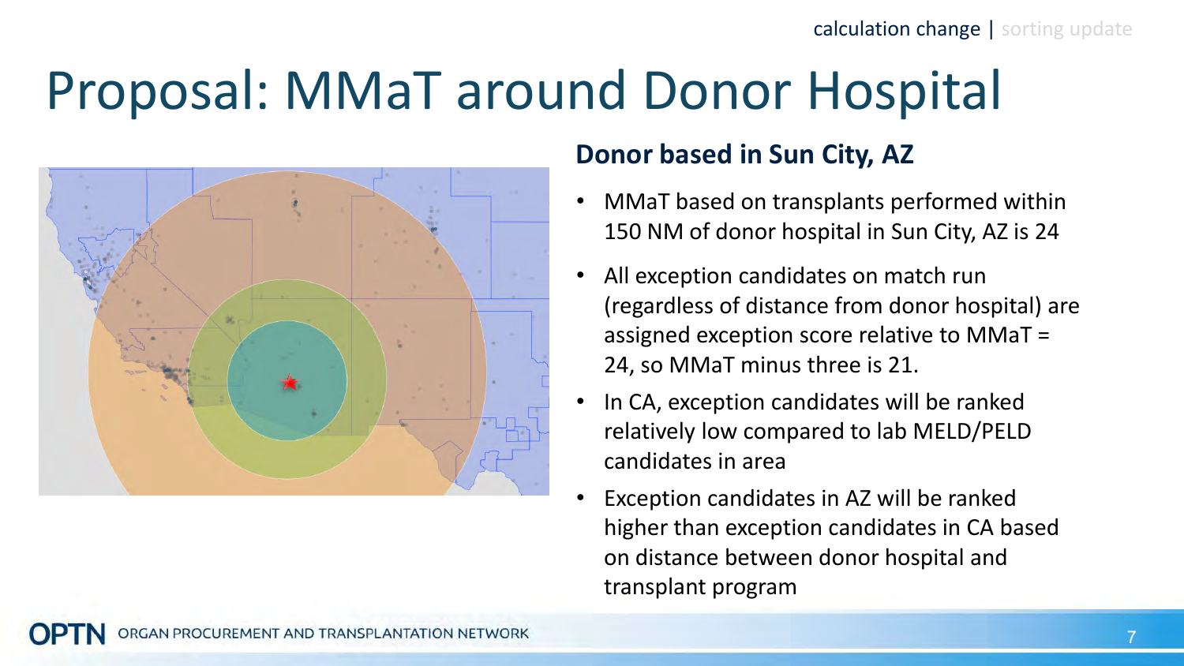calculation change | sorting update

# Proposal: MMaT around Donor Hospital

## Donor based in Sun City, AZ

- MMaT based on transplants performed within 150 NM of donor hospital in Sun City, AZ is 24
- All exception candidates on match run (regardless of distance from donor hospital) are assigned exception score relative to MMaT = 24, so MMaT minus three is 21.
- In CA, exception candidates will be ranked relatively low compared to lab MELD/PELD candidates in area
- Exception candidates in AZ will be ranked higher than exception candidates in CA based on distance between donor hospital and transplant program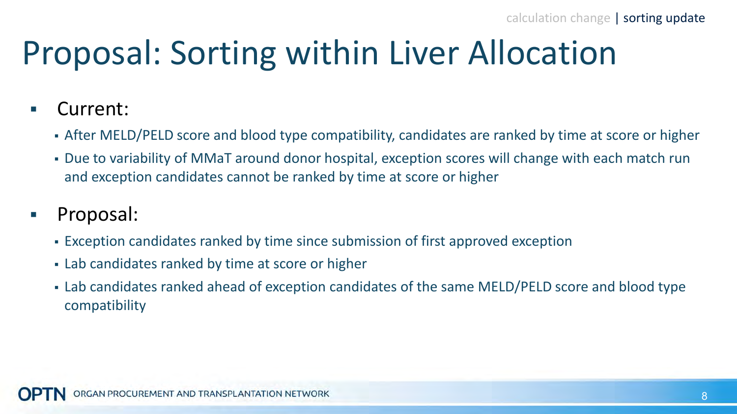calculation change | sorting update

# Proposal: Sorting within Liver Allocation

- Current:
  - After MELD/PELD score and blood type compatibility, candidates are ranked by time at score or higher
  - Due to variability of MMaT around donor hospital, exception scores will change with each match run and exception candidates cannot be ranked by time at score or higher
- Proposal:
  - Exception candidates ranked by time since submission of first approved exception
  - Lab candidates ranked by time at score or higher
  - Lab candidates ranked ahead of exception candidates of the same MELD/PELD score and blood type compatibility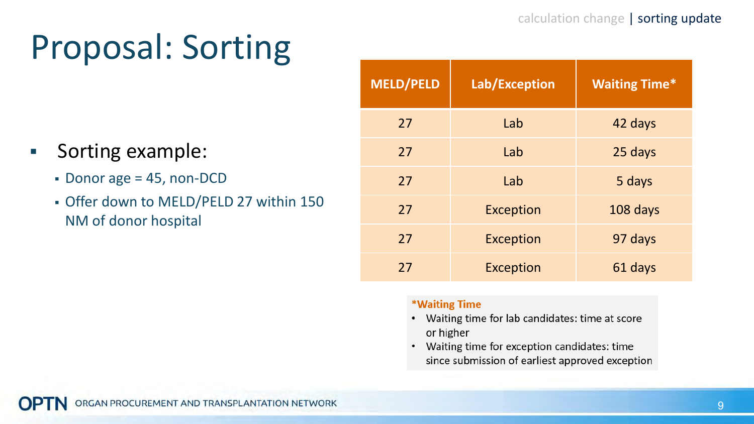# Proposal: Sorting

- Sorting example:
  - Donor age = 45, non-DCD
  - Offer down to MELD/PELD 27 within 150 NM of donor hospital

| MELD/PELD | Lab/Exception | Waiting Time* |
|---|---|---|
| 27 | Lab | 42 days |
| 27 | Lab | 25 days |
| 27 | Lab | 5 days |
| 27 | Exception | 108 days |
| 27 | Exception | 97 days |
| 27 | Exception | 61 days |

***Waiting Time**

- Waiting time for lab candidates: time at score or higher
- Waiting time for exception candidates: time since submission of earliest approved exception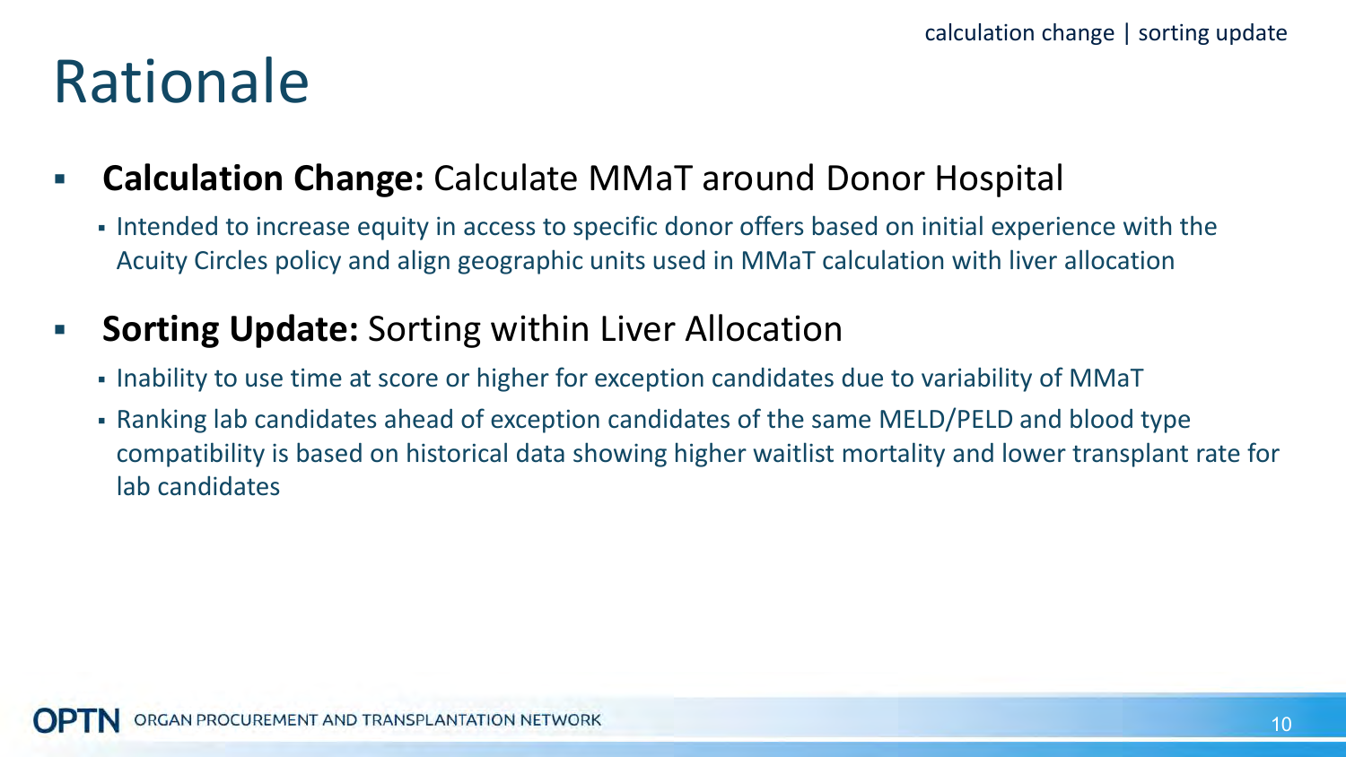# Rationale

- **Calculation Change:** Calculate MMaT around Donor Hospital
  - Intended to increase equity in access to specific donor offers based on initial experience with the Acuity Circles policy and align geographic units used in MMaT calculation with liver allocation
- **Sorting Update:** Sorting within Liver Allocation
  - Inability to use time at score or higher for exception candidates due to variability of MMaT
  - Ranking lab candidates ahead of exception candidates of the same MELD/PELD and blood type compatibility is based on historical data showing higher waitlist mortality and lower transplant rate for lab candidates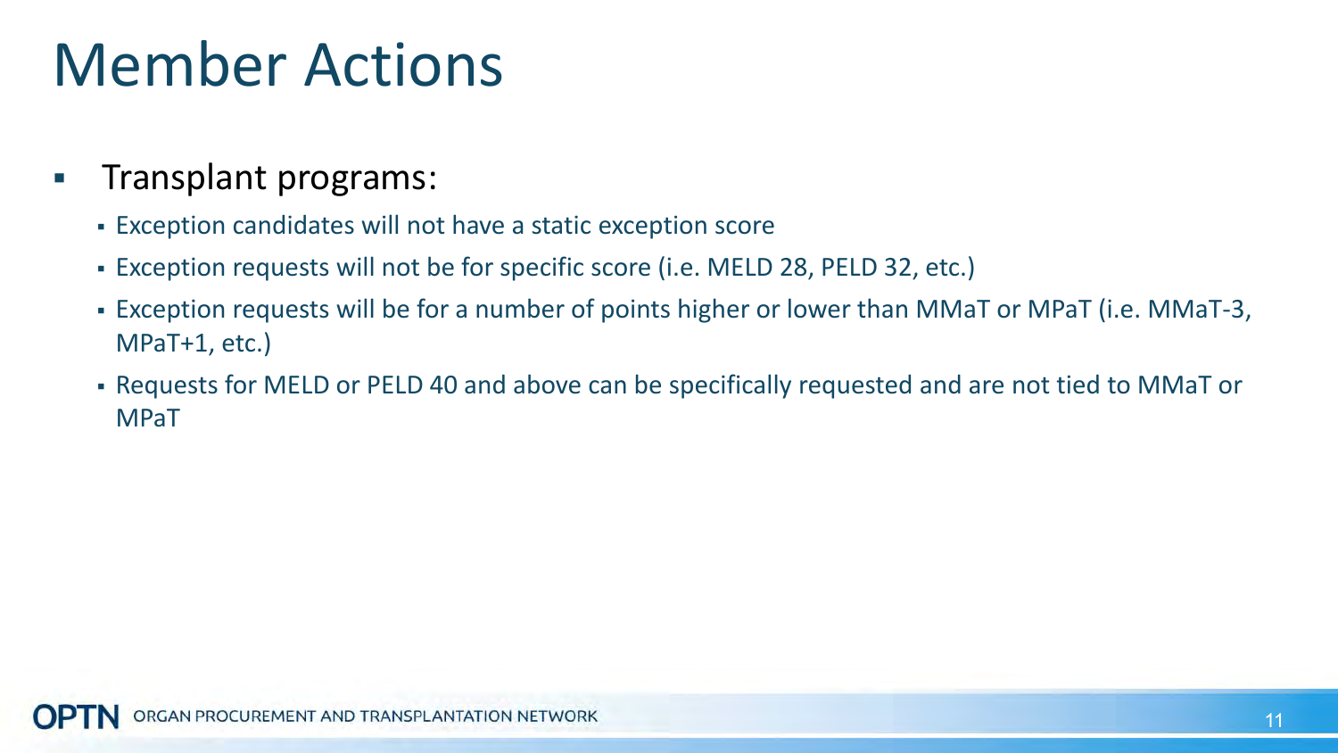# Member Actions

- Transplant programs:
  - Exception candidates will not have a static exception score
  - Exception requests will not be for specific score (i.e. MELD 28, PELD 32, etc.)
  - Exception requests will be for a number of points higher or lower than MMaT or MPaT (i.e. MMaT-3, MPaT+1, etc.)
  - Requests for MELD or PELD 40 and above can be specifically requested and are not tied to MMaT or MPaT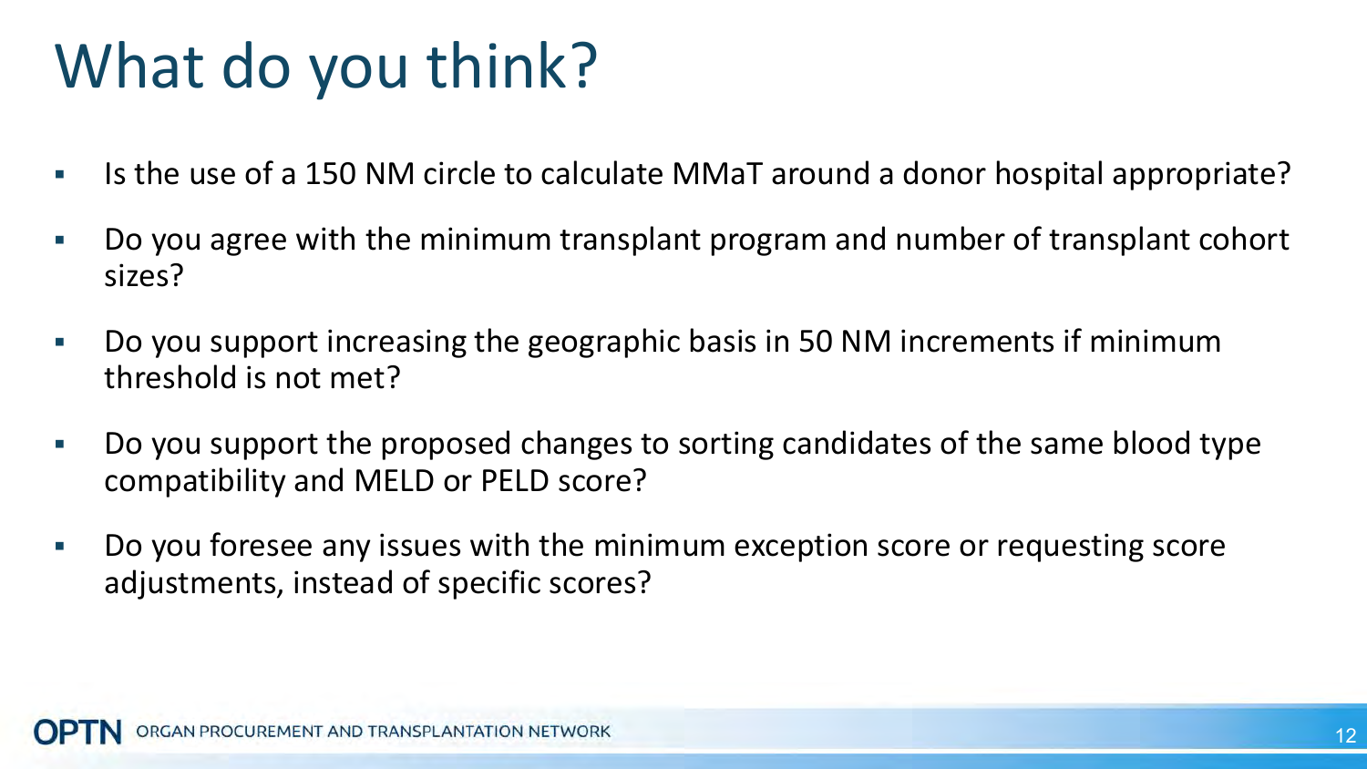# What do you think?

- Is the use of a 150 NM circle to calculate MMaT around a donor hospital appropriate?
- Do you agree with the minimum transplant program and number of transplant cohort sizes?
- Do you support increasing the geographic basis in 50 NM increments if minimum threshold is not met?
- Do you support the proposed changes to sorting candidates of the same blood type compatibility and MELD or PELD score?
- Do you foresee any issues with the minimum exception score or requesting score adjustments, instead of specific scores?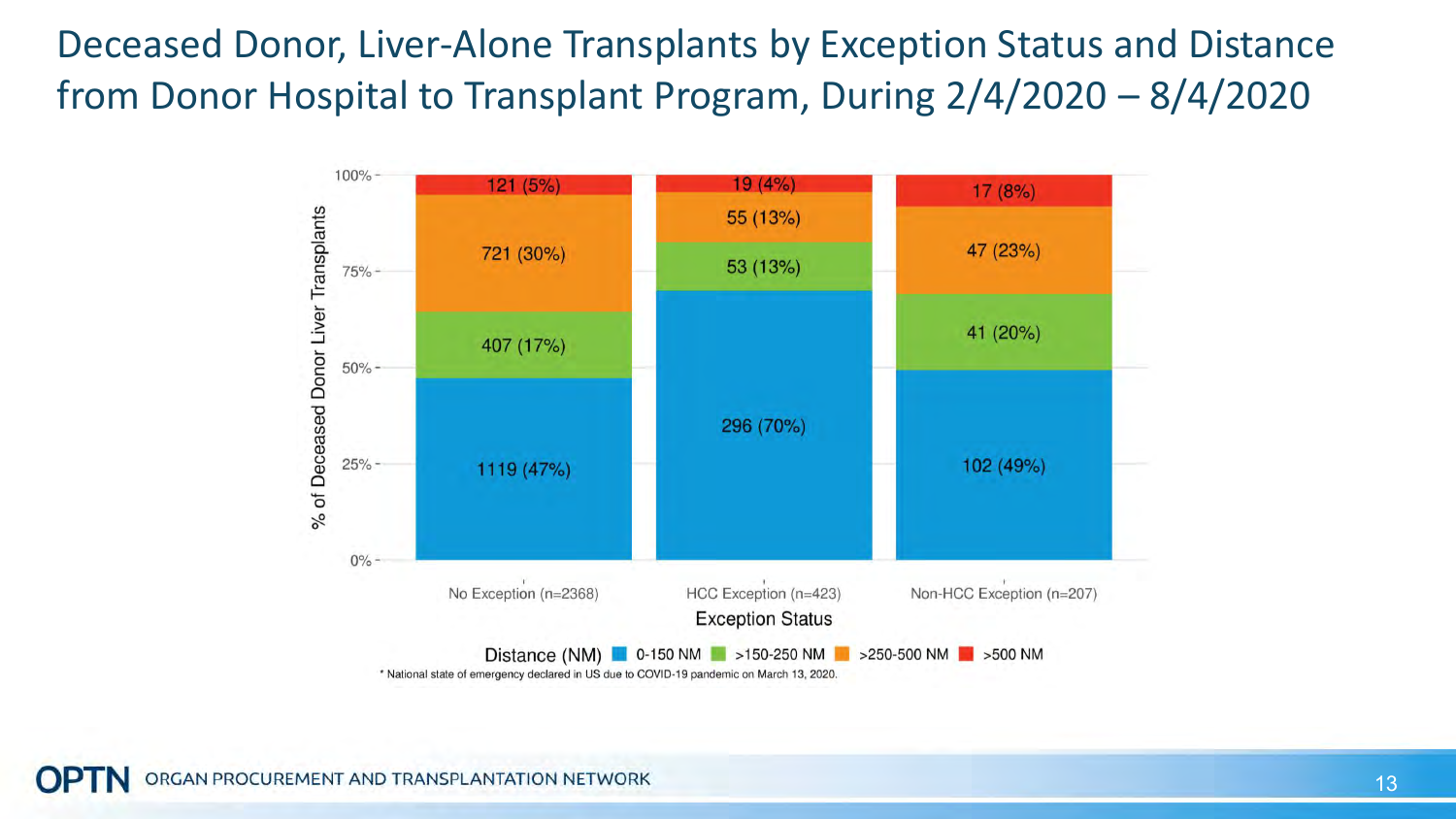# Deceased Donor, Liver-Alone Transplants by Exception Status and Distance from Donor Hospital to Transplant Program, During 2/4/2020 – 8/4/2020

| Distance (NM) | No Exception (n=2368) | HCC Exception (n=423) | Non-HCC Exception (n=207) |
|---|---|---|---|
| 0-150 NM | 1119 (47%) | 296 (70%) | 102 (49%) |
| >150-250 NM | 407 (17%) | 53 (13%) | 41 (20%) |
| >250-500 NM | 721 (30%) | 55 (13%) | 47 (23%) |
| >500 NM | 121 (5%) | 19 (4%) | 17 (8%) |

Y-axis: % of Deceased Donor Liver Transplants; X-axis: Exception Status

\* National state of emergency declared in US due to COVID-19 pandemic on March 13, 2020.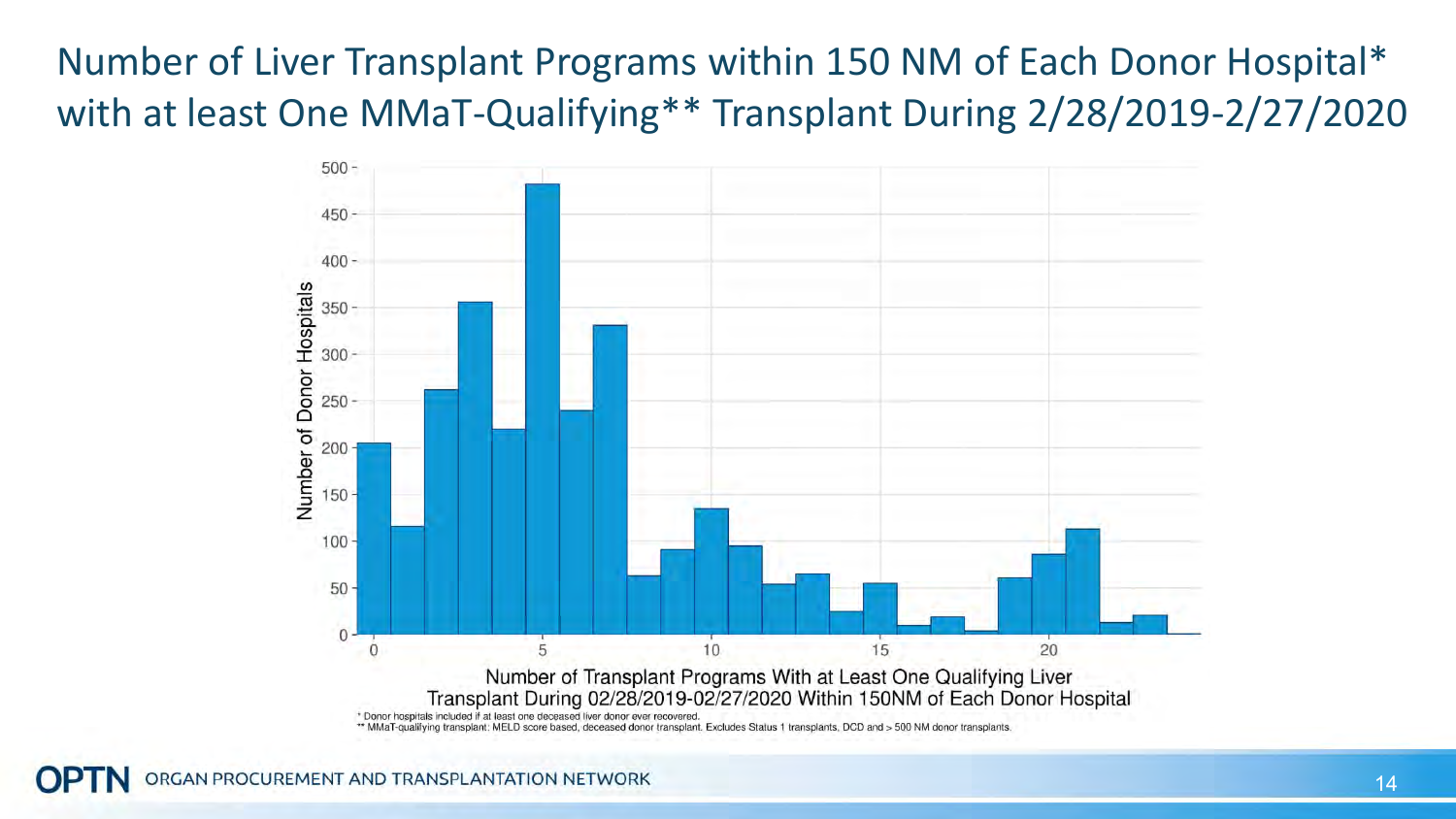# Number of Liver Transplant Programs within 150 NM of Each Donor Hospital* with at least One MMaT-Qualifying** Transplant During 2/28/2019-2/27/2020

Number of Donor Hospitals

500
450
400
350
300
250
200
150
100
50
0

0
5
10
15
20

Number of Transplant Programs With at Least One Qualifying Liver Transplant During 02/28/2019-02/27/2020 Within 150NM of Each Donor Hospital

\* Donor hospitals included if at least one deceased liver donor ever recovered.

\** MMaT-qualifying transplant: MELD score based, deceased donor transplant. Excludes Status 1 transplants, DCD and > 500 NM donor transplants.